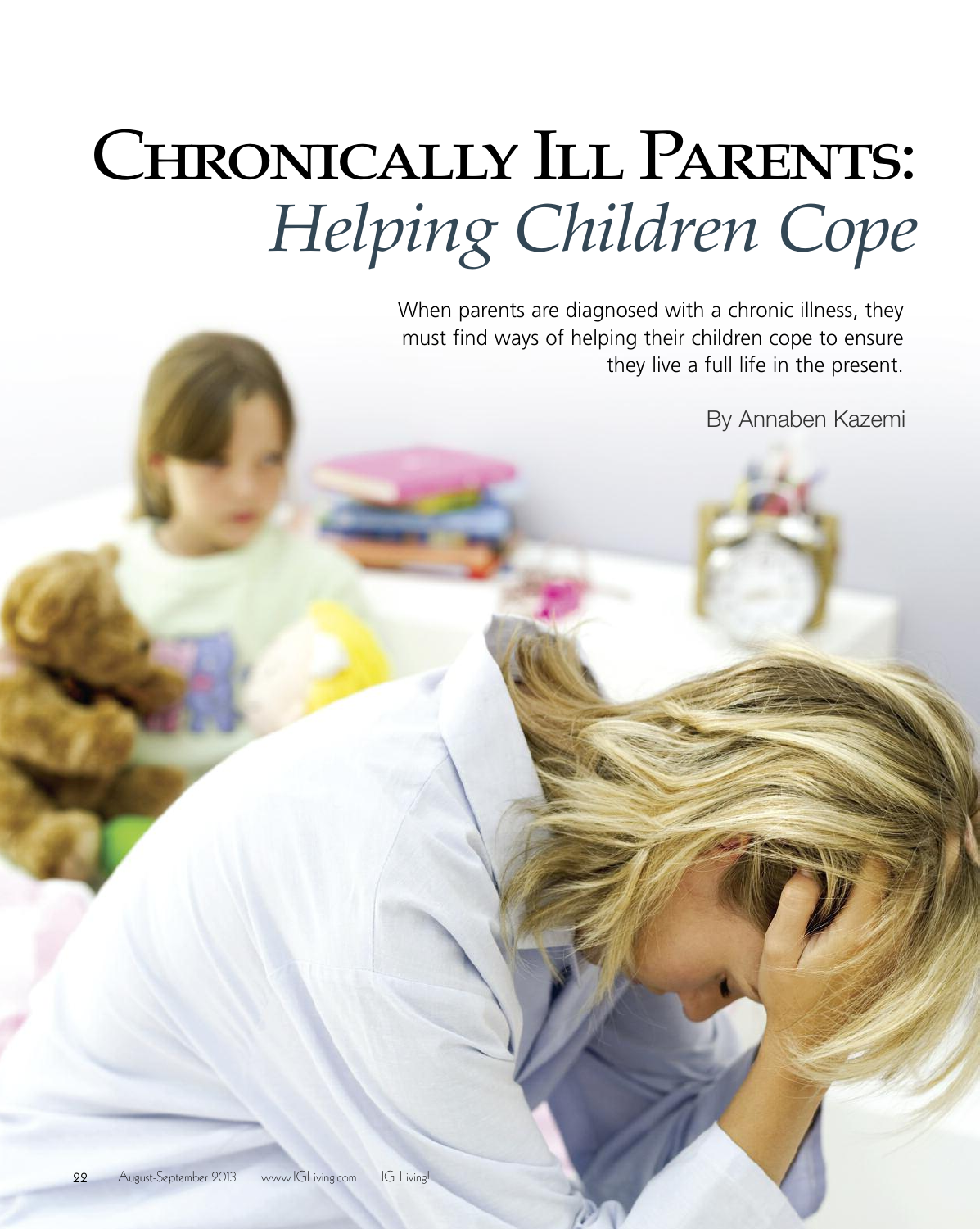# Chronically Ill Parents: *Helping Children Cope*

When parents are diagnosed with a chronic illness, they must find ways of helping their children cope to ensure they live a full life in the present.

By Annaben Kazemi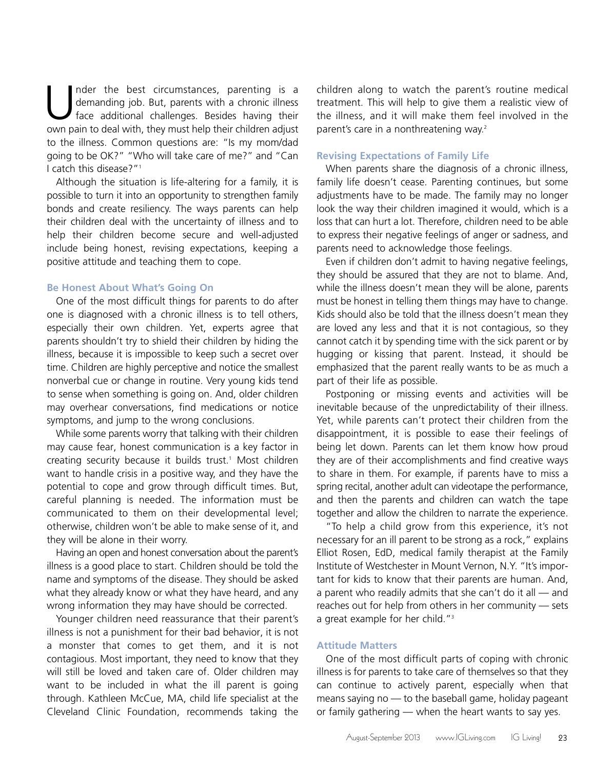Under the best circumstances, parenting is a demanding job. But, parents with a chronic illness face additional challenges. Besides having their own pain to deal with, they must help their children adjust to the illness. Common questions are: "Is my mom/dad going to be OK?" "Who will take care of me?" and "Can I catch this disease?"[1]

Although the situation is life-altering for a family, it is possible to turn it into an opportunity to strengthen family bonds and create resiliency. The ways parents can help their children deal with the uncertainty of illness and to help their children become secure and well-adjusted include being honest, revising expectations, keeping a positive attitude and teaching them to cope.

## Be Honest About What's Going On

One of the most difficult things for parents to do after one is diagnosed with a chronic illness is to tell others, especially their own children. Yet, experts agree that parents shouldn't try to shield their children by hiding the illness, because it is impossible to keep such a secret over time. Children are highly perceptive and notice the smallest nonverbal cue or change in routine. Very young kids tend to sense when something is going on. And, older children may overhear conversations, find medications or notice symptoms, and jump to the wrong conclusions.

While some parents worry that talking with their children may cause fear, honest communication is a key factor in creating security because it builds trust.[1] Most children want to handle crisis in a positive way, and they have the potential to cope and grow through difficult times. But, careful planning is needed. The information must be communicated to them on their developmental level; otherwise, children won't be able to make sense of it, and they will be alone in their worry.

Having an open and honest conversation about the parent's illness is a good place to start. Children should be told the name and symptoms of the disease. They should be asked what they already know or what they have heard, and any wrong information they may have should be corrected.

Younger children need reassurance that their parent's illness is not a punishment for their bad behavior, it is not a monster that comes to get them, and it is not contagious. Most important, they need to know that they will still be loved and taken care of. Older children may want to be included in what the ill parent is going through. Kathleen McCue, MA, child life specialist at the Cleveland Clinic Foundation, recommends taking the children along to watch the parent's routine medical treatment. This will help to give them a realistic view of the illness, and it will make them feel involved in the parent's care in a nonthreatening way.[2]

## Revising Expectations of Family Life

When parents share the diagnosis of a chronic illness, family life doesn't cease. Parenting continues, but some adjustments have to be made. The family may no longer look the way their children imagined it would, which is a loss that can hurt a lot. Therefore, children need to be able to express their negative feelings of anger or sadness, and parents need to acknowledge those feelings.

Even if children don't admit to having negative feelings, they should be assured that they are not to blame. And, while the illness doesn't mean they will be alone, parents must be honest in telling them things may have to change. Kids should also be told that the illness doesn't mean they are loved any less and that it is not contagious, so they cannot catch it by spending time with the sick parent or by hugging or kissing that parent. Instead, it should be emphasized that the parent really wants to be as much a part of their life as possible.

Postponing or missing events and activities will be inevitable because of the unpredictability of their illness. Yet, while parents can't protect their children from the disappointment, it is possible to ease their feelings of being let down. Parents can let them know how proud they are of their accomplishments and find creative ways to share in them. For example, if parents have to miss a spring recital, another adult can videotape the performance, and then the parents and children can watch the tape together and allow the children to narrate the experience.

"To help a child grow from this experience, it's not necessary for an ill parent to be strong as a rock," explains Elliot Rosen, EdD, medical family therapist at the Family Institute of Westchester in Mount Vernon, N.Y. "It's important for kids to know that their parents are human. And, a parent who readily admits that she can't do it all — and reaches out for help from others in her community — sets a great example for her child."[3]

## Attitude Matters

One of the most difficult parts of coping with chronic illness is for parents to take care of themselves so that they can continue to actively parent, especially when that means saying no — to the baseball game, holiday pageant or family gathering — when the heart wants to say yes.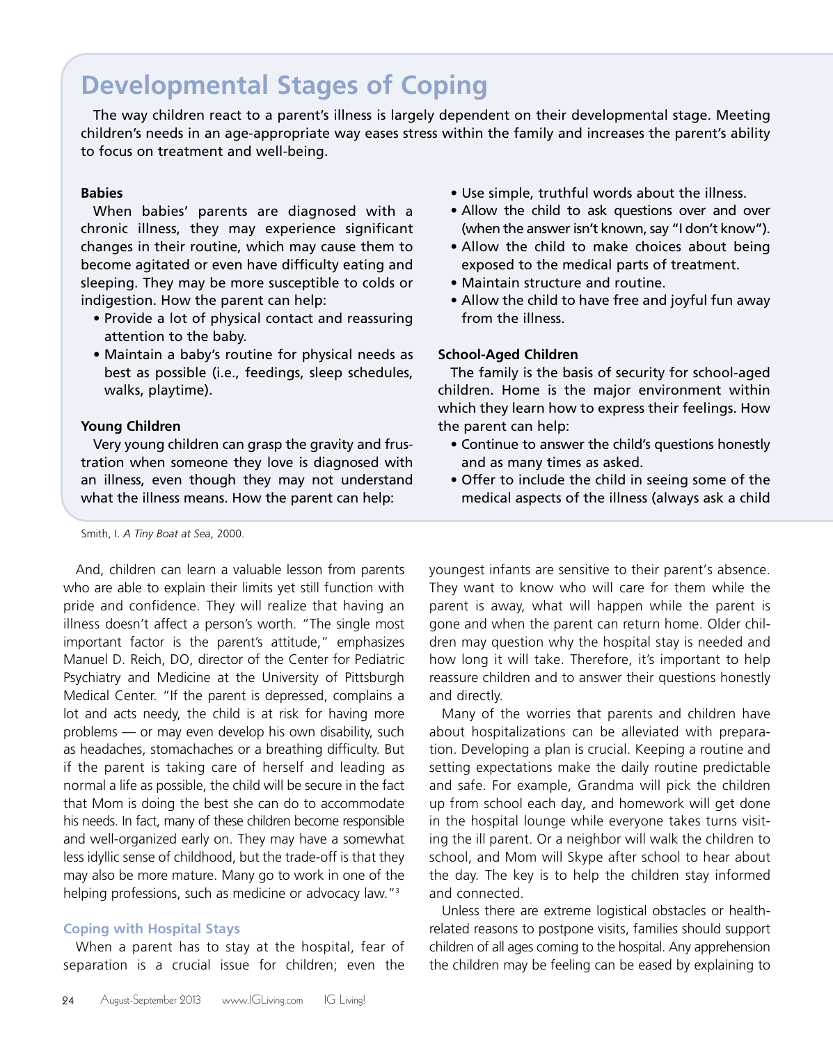## Developmental Stages of Coping

The way children react to a parent's illness is largely dependent on their developmental stage. Meeting children's needs in an age-appropriate way eases stress within the family and increases the parent's ability to focus on treatment and well-being.

**Babies**

When babies' parents are diagnosed with a chronic illness, they may experience significant changes in their routine, which may cause them to become agitated or even have difficulty eating and sleeping. They may be more susceptible to colds or indigestion. How the parent can help:

- Provide a lot of physical contact and reassuring attention to the baby.
- Maintain a baby's routine for physical needs as best as possible (i.e., feedings, sleep schedules, walks, playtime).

**Young Children**

Very young children can grasp the gravity and frustration when someone they love is diagnosed with an illness, even though they may not understand what the illness means. How the parent can help:

- Use simple, truthful words about the illness.
- Allow the child to ask questions over and over (when the answer isn't known, say "I don't know").
- Allow the child to make choices about being exposed to the medical parts of treatment.
- Maintain structure and routine.
- Allow the child to have free and joyful fun away from the illness.

**School-Aged Children**

The family is the basis of security for school-aged children. Home is the major environment within which they learn how to express their feelings. How the parent can help:

- Continue to answer the child's questions honestly and as many times as asked.
- Offer to include the child in seeing some of the medical aspects of the illness (always ask a child

Smith, I. *A Tiny Boat at Sea*, 2000.

And, children can learn a valuable lesson from parents who are able to explain their limits yet still function with pride and confidence. They will realize that having an illness doesn't affect a person's worth. "The single most important factor is the parent's attitude," emphasizes Manuel D. Reich, DO, director of the Center for Pediatric Psychiatry and Medicine at the University of Pittsburgh Medical Center. "If the parent is depressed, complains a lot and acts needy, the child is at risk for having more problems — or may even develop his own disability, such as headaches, stomachaches or a breathing difficulty. But if the parent is taking care of herself and leading as normal a life as possible, the child will be secure in the fact that Mom is doing the best she can do to accommodate his needs. In fact, many of these children become responsible and well-organized early on. They may have a somewhat less idyllic sense of childhood, but the trade-off is that they may also be more mature. Many go to work in one of the helping professions, such as medicine or advocacy law."[3]

### Coping with Hospital Stays

When a parent has to stay at the hospital, fear of separation is a crucial issue for children; even the youngest infants are sensitive to their parent's absence. They want to know who will care for them while the parent is away, what will happen while the parent is gone and when the parent can return home. Older children may question why the hospital stay is needed and how long it will take. Therefore, it's important to help reassure children and to answer their questions honestly and directly.

Many of the worries that parents and children have about hospitalizations can be alleviated with preparation. Developing a plan is crucial. Keeping a routine and setting expectations make the daily routine predictable and safe. For example, Grandma will pick the children up from school each day, and homework will get done in the hospital lounge while everyone takes turns visiting the ill parent. Or a neighbor will walk the children to school, and Mom will Skype after school to hear about the day. The key is to help the children stay informed and connected.

Unless there are extreme logistical obstacles or health-related reasons to postpone visits, families should support children of all ages coming to the hospital. Any apprehension the children may be feeling can be eased by explaining to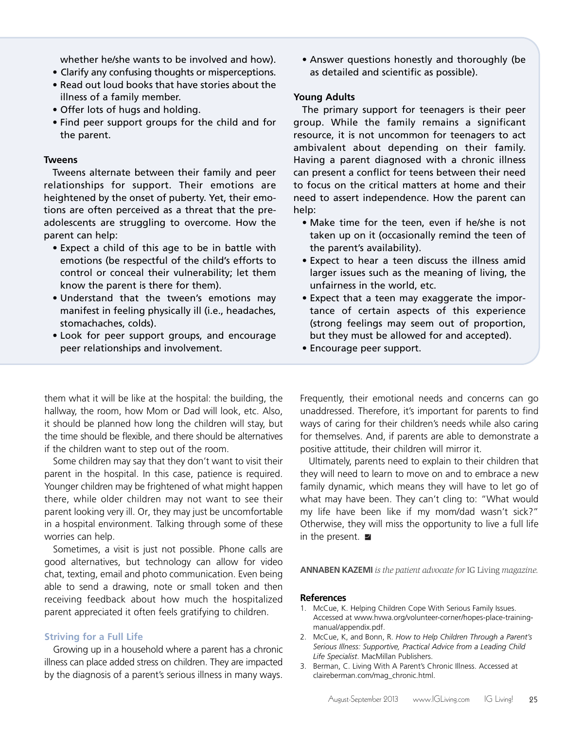whether he/she wants to be involved and how).

- Clarify any confusing thoughts or misperceptions.
- Read out loud books that have stories about the illness of a family member.
- Offer lots of hugs and holding.
- Find peer support groups for the child and for the parent.

**Tweens**

Tweens alternate between their family and peer relationships for support. Their emotions are heightened by the onset of puberty. Yet, their emotions are often perceived as a threat that the preadolescents are struggling to overcome. How the parent can help:

- Expect a child of this age to be in battle with emotions (be respectful of the child's efforts to control or conceal their vulnerability; let them know the parent is there for them).
- Understand that the tween's emotions may manifest in feeling physically ill (i.e., headaches, stomachaches, colds).
- Look for peer support groups, and encourage peer relationships and involvement.
- Answer questions honestly and thoroughly (be as detailed and scientific as possible).

**Young Adults**

The primary support for teenagers is their peer group. While the family remains a significant resource, it is not uncommon for teenagers to act ambivalent about depending on their family. Having a parent diagnosed with a chronic illness can present a conflict for teens between their need to focus on the critical matters at home and their need to assert independence. How the parent can help:

- Make time for the teen, even if he/she is not taken up on it (occasionally remind the teen of the parent's availability).
- Expect to hear a teen discuss the illness amid larger issues such as the meaning of living, the unfairness in the world, etc.
- Expect that a teen may exaggerate the importance of certain aspects of this experience (strong feelings may seem out of proportion, but they must be allowed for and accepted).
- Encourage peer support.

them what it will be like at the hospital: the building, the hallway, the room, how Mom or Dad will look, etc. Also, it should be planned how long the children will stay, but the time should be flexible, and there should be alternatives if the children want to step out of the room.

Some children may say that they don't want to visit their parent in the hospital. In this case, patience is required. Younger children may be frightened of what might happen there, while older children may not want to see their parent looking very ill. Or, they may just be uncomfortable in a hospital environment. Talking through some of these worries can help.

Sometimes, a visit is just not possible. Phone calls are good alternatives, but technology can allow for video chat, texting, email and photo communication. Even being able to send a drawing, note or small token and then receiving feedback about how much the hospitalized parent appreciated it often feels gratifying to children.

## Striving for a Full Life

Growing up in a household where a parent has a chronic illness can place added stress on children. They are impacted by the diagnosis of a parent's serious illness in many ways. Frequently, their emotional needs and concerns can go unaddressed. Therefore, it's important for parents to find ways of caring for their children's needs while also caring for themselves. And, if parents are able to demonstrate a positive attitude, their children will mirror it.

Ultimately, parents need to explain to their children that they will need to learn to move on and to embrace a new family dynamic, which means they will have to let go of what may have been. They can't cling to: "What would my life have been like if my mom/dad wasn't sick?" Otherwise, they will miss the opportunity to live a full life in the present.

**ANNABEN KAZEMI** *is the patient advocate for* IG Living *magazine.*

**References**

1. McCue, K. Helping Children Cope With Serious Family Issues. Accessed at www.hvwa.org/volunteer-corner/hopes-place-training-manual/appendix.pdf.
2. McCue, K, and Bonn, R. *How to Help Children Through a Parent's Serious Illness: Supportive, Practical Advice from a Leading Child Life Specialist*. MacMillan Publishers.
3. Berman, C. Living With A Parent's Chronic Illness. Accessed at claireberman.com/mag_chronic.html.